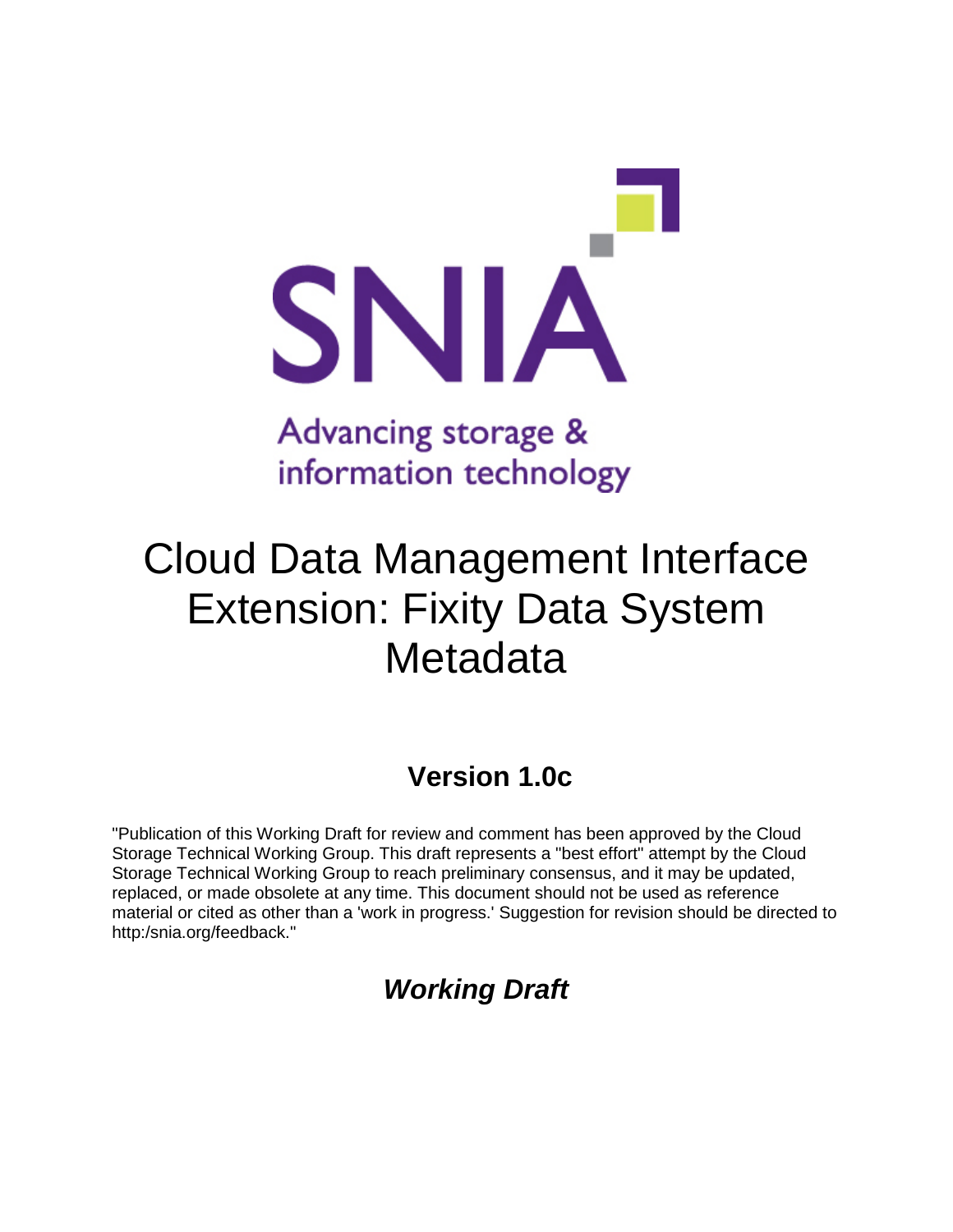SNIA

Advancing storage & information technology

# Cloud Data Management Interface Extension: Fixity Data System Metadata

## Version 1.0c

"Publication of this Working Draft for review and comment has been approved by the Cloud Storage Technical Working Group. This draft represents a "best effort" attempt by the Cloud Storage Technical Working Group to reach preliminary consensus, and it may be updated, replaced, or made obsolete at any time. This document should not be used as reference material or cited as other than a 'work in progress.' Suggestion for revision should be directed to http:/snia.org/feedback."

***Working Draft***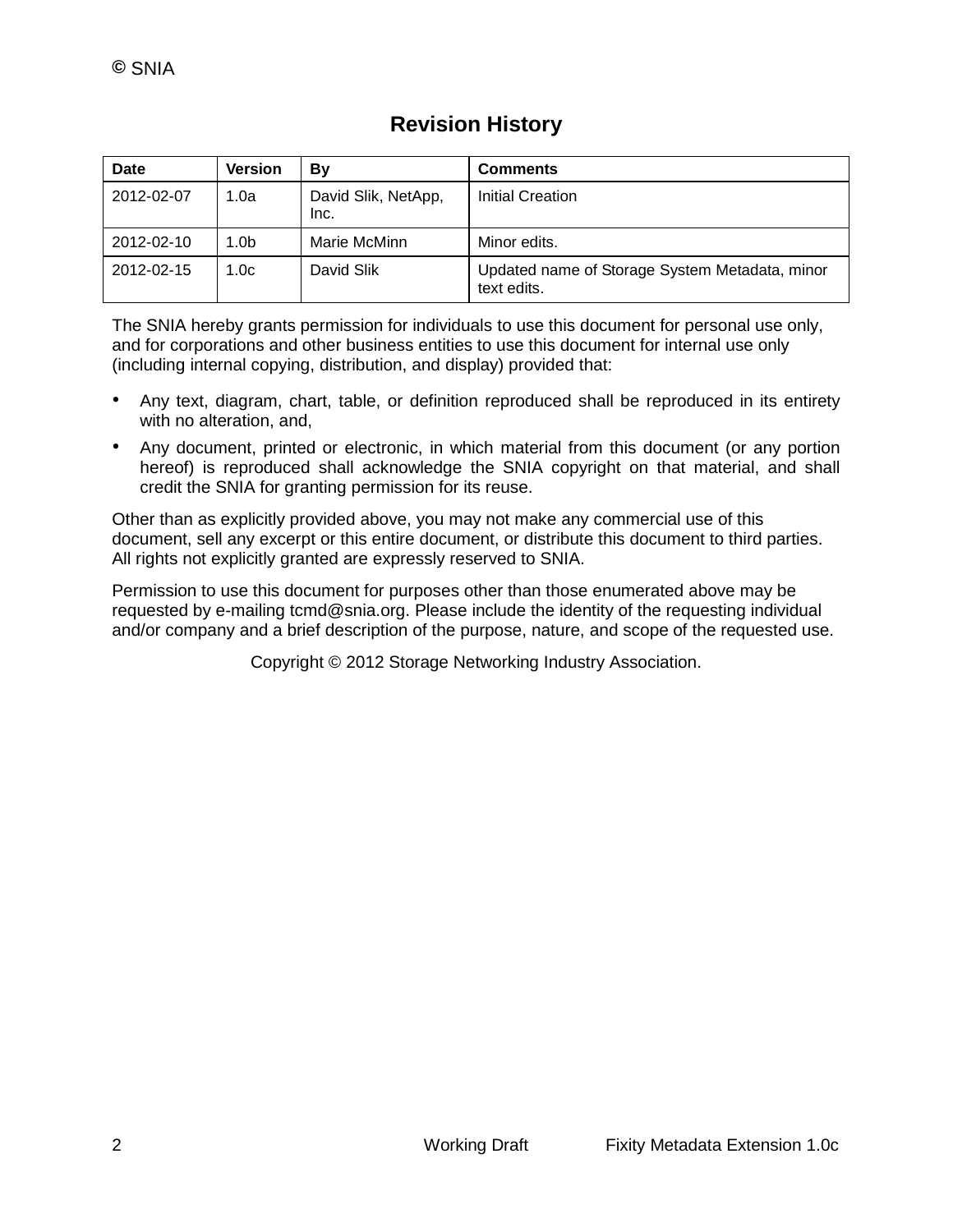# Revision History

| Date | Version | By | Comments |
|---|---|---|---|
| 2012-02-07 | 1.0a | David Slik, NetApp, Inc. | Initial Creation |
| 2012-02-10 | 1.0b | Marie McMinn | Minor edits. |
| 2012-02-15 | 1.0c | David Slik | Updated name of Storage System Metadata, minor text edits. |

The SNIA hereby grants permission for individuals to use this document for personal use only, and for corporations and other business entities to use this document for internal use only (including internal copying, distribution, and display) provided that:

- Any text, diagram, chart, table, or definition reproduced shall be reproduced in its entirety with no alteration, and,
- Any document, printed or electronic, in which material from this document (or any portion hereof) is reproduced shall acknowledge the SNIA copyright on that material, and shall credit the SNIA for granting permission for its reuse.

Other than as explicitly provided above, you may not make any commercial use of this document, sell any excerpt or this entire document, or distribute this document to third parties. All rights not explicitly granted are expressly reserved to SNIA.

Permission to use this document for purposes other than those enumerated above may be requested by e-mailing tcmd@snia.org. Please include the identity of the requesting individual and/or company and a brief description of the purpose, nature, and scope of the requested use.

Copyright © 2012 Storage Networking Industry Association.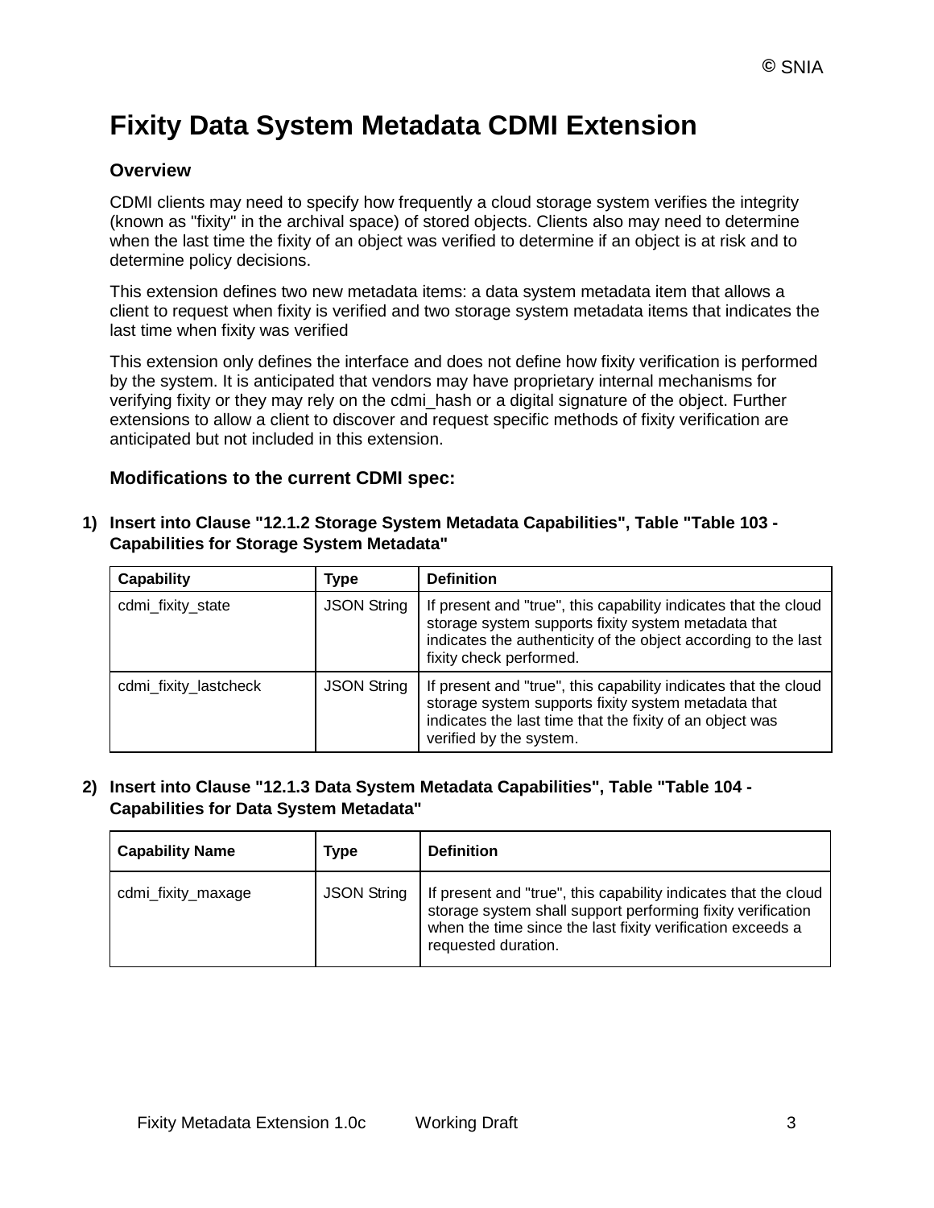# Fixity Data System Metadata CDMI Extension

### Overview

CDMI clients may need to specify how frequently a cloud storage system verifies the integrity (known as "fixity" in the archival space) of stored objects. Clients also may need to determine when the last time the fixity of an object was verified to determine if an object is at risk and to determine policy decisions.

This extension defines two new metadata items: a data system metadata item that allows a client to request when fixity is verified and two storage system metadata items that indicates the last time when fixity was verified

This extension only defines the interface and does not define how fixity verification is performed by the system. It is anticipated that vendors may have proprietary internal mechanisms for verifying fixity or they may rely on the cdmi_hash or a digital signature of the object. Further extensions to allow a client to discover and request specific methods of fixity verification are anticipated but not included in this extension.

### Modifications to the current CDMI spec:

**1) Insert into Clause "12.1.2 Storage System Metadata Capabilities", Table "Table 103 - Capabilities for Storage System Metadata"**

| Capability | Type | Definition |
| --- | --- | --- |
| cdmi_fixity_state | JSON String | If present and "true", this capability indicates that the cloud storage system supports fixity system metadata that indicates the authenticity of the object according to the last fixity check performed. |
| cdmi_fixity_lastcheck | JSON String | If present and "true", this capability indicates that the cloud storage system supports fixity system metadata that indicates the last time that the fixity of an object was verified by the system. |

**2) Insert into Clause "12.1.3 Data System Metadata Capabilities", Table "Table 104 - Capabilities for Data System Metadata"**

| Capability Name | Type | Definition |
| --- | --- | --- |
| cdmi_fixity_maxage | JSON String | If present and "true", this capability indicates that the cloud storage system shall support performing fixity verification when the time since the last fixity verification exceeds a requested duration. |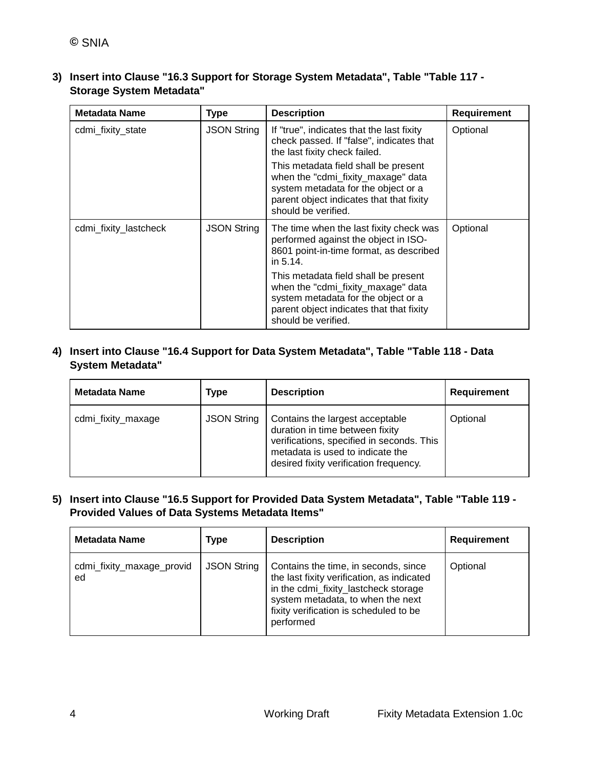3) **Insert into Clause "16.3 Support for Storage System Metadata", Table "Table 117 - Storage System Metadata"**

| Metadata Name | Type | Description | Requirement |
|---|---|---|---|
| cdmi_fixity_state | JSON String | If "true", indicates that the last fixity check passed. If "false", indicates that the last fixity check failed.<br><br>This metadata field shall be present when the "cdmi_fixity_maxage" data system metadata for the object or a parent object indicates that that fixity should be verified. | Optional |
| cdmi_fixity_lastcheck | JSON String | The time when the last fixity check was performed against the object in ISO-8601 point-in-time format, as described in 5.14.<br><br>This metadata field shall be present when the "cdmi_fixity_maxage" data system metadata for the object or a parent object indicates that that fixity should be verified. | Optional |

4) **Insert into Clause "16.4 Support for Data System Metadata", Table "Table 118 - Data System Metadata"**

| Metadata Name | Type | Description | Requirement |
|---|---|---|---|
| cdmi_fixity_maxage | JSON String | Contains the largest acceptable duration in time between fixity verifications, specified in seconds. This metadata is used to indicate the desired fixity verification frequency. | Optional |

5) **Insert into Clause "16.5 Support for Provided Data System Metadata", Table "Table 119 - Provided Values of Data Systems Metadata Items"**

| Metadata Name | Type | Description | Requirement |
|---|---|---|---|
| cdmi_fixity_maxage_provided | JSON String | Contains the time, in seconds, since the last fixity verification, as indicated in the cdmi_fixity_lastcheck storage system metadata, to when the next fixity verification is scheduled to be performed | Optional |